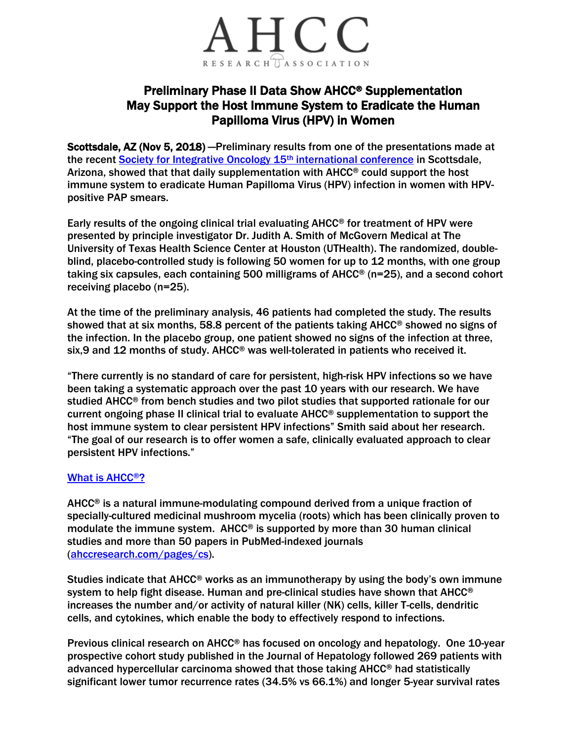AHCC

RESEARCH ASSOCIATION

# Preliminary Phase II Data Show AHCC® Supplementation May Support the Host Immune System to Eradicate the Human Papilloma Virus (HPV) in Women

**Scottsdale, AZ (Nov 5, 2018)** —Preliminary results from one of the presentations made at the recent [Society for Integrative Oncology 15th international conference](#) in Scottsdale, Arizona, showed that that daily supplementation with AHCC® could support the host immune system to eradicate Human Papilloma Virus (HPV) infection in women with HPV-positive PAP smears.

Early results of the ongoing clinical trial evaluating AHCC® for treatment of HPV were presented by principle investigator Dr. Judith A. Smith of McGovern Medical at The University of Texas Health Science Center at Houston (UTHealth). The randomized, double-blind, placebo-controlled study is following 50 women for up to 12 months, with one group taking six capsules, each containing 500 milligrams of AHCC® (n=25), and a second cohort receiving placebo (n=25).

At the time of the preliminary analysis, 46 patients had completed the study. The results showed that at six months, 58.8 percent of the patients taking AHCC® showed no signs of the infection. In the placebo group, one patient showed no signs of the infection at three, six,9 and 12 months of study. AHCC® was well-tolerated in patients who received it.

"There currently is no standard of care for persistent, high-risk HPV infections so we have been taking a systematic approach over the past 10 years with our research. We have studied AHCC® from bench studies and two pilot studies that supported rationale for our current ongoing phase II clinical trial to evaluate AHCC® supplementation to support the host immune system to clear persistent HPV infections" Smith said about her research. "The goal of our research is to offer women a safe, clinically evaluated approach to clear persistent HPV infections."

## [What is AHCC®?](#)

AHCC® is a natural immune-modulating compound derived from a unique fraction of specially-cultured medicinal mushroom mycelia (roots) which has been clinically proven to modulate the immune system. AHCC® is supported by more than 30 human clinical studies and more than 50 papers in PubMed-indexed journals ([ahccresearch.com/pages/cs](#)).

Studies indicate that AHCC® works as an immunotherapy by using the body's own immune system to help fight disease. Human and pre-clinical studies have shown that AHCC® increases the number and/or activity of natural killer (NK) cells, killer T-cells, dendritic cells, and cytokines, which enable the body to effectively respond to infections.

Previous clinical research on AHCC® has focused on oncology and hepatology. One 10-year prospective cohort study published in the Journal of Hepatology followed 269 patients with advanced hypercellular carcinoma showed that those taking AHCC® had statistically significant lower tumor recurrence rates (34.5% vs 66.1%) and longer 5-year survival rates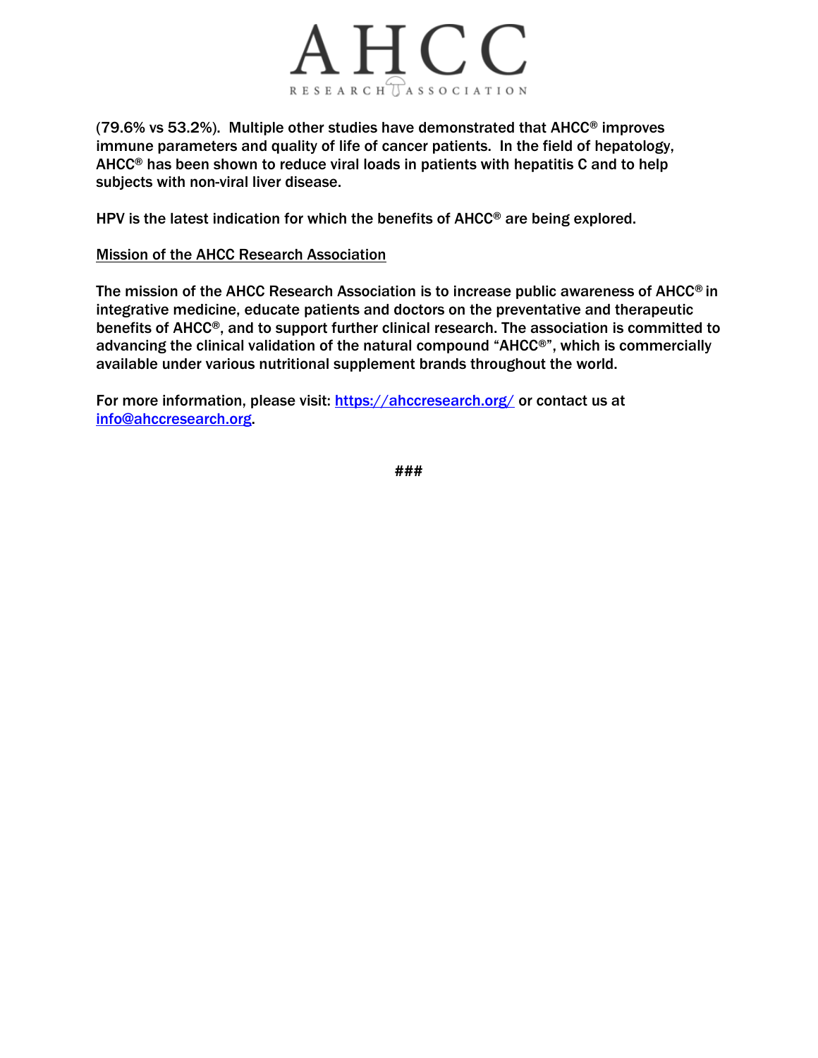(79.6% vs 53.2%). Multiple other studies have demonstrated that AHCC® improves immune parameters and quality of life of cancer patients. In the field of hepatology, AHCC® has been shown to reduce viral loads in patients with hepatitis C and to help subjects with non-viral liver disease.

HPV is the latest indication for which the benefits of AHCC® are being explored.

## Mission of the AHCC Research Association

The mission of the AHCC Research Association is to increase public awareness of AHCC® in integrative medicine, educate patients and doctors on the preventative and therapeutic benefits of AHCC®, and to support further clinical research. The association is committed to advancing the clinical validation of the natural compound "AHCC®", which is commercially available under various nutritional supplement brands throughout the world.

For more information, please visit: https://ahccresearch.org/ or contact us at info@ahccresearch.org.

###